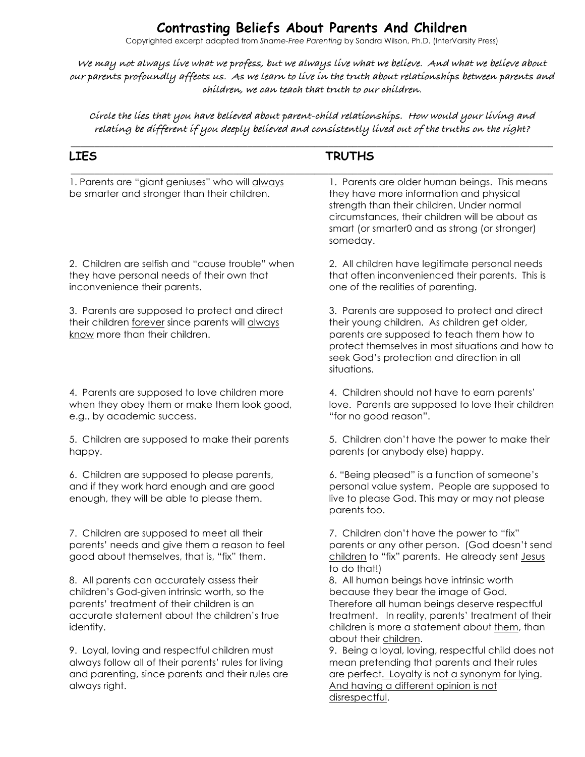# Contrasting Beliefs About Parents And Children

Copyrighted excerpt adapted from *Shame-Free Parenting* by Sandra Wilson, Ph.D. (InterVarsity Press)

*We may not always live what we profess, but we always live what we believe. And what we believe about our parents profoundly affects us. As we learn to live in the truth about relationships between parents and children, we can teach that truth to our children.*

*Circle the lies that you have believed about parent-child relationships. How would your living and relating be different if you deeply believed and consistently lived out of the truths on the right?*

| LIES | TRUTHS |
| --- | --- |
| 1. Parents are "giant geniuses" who will <u>always</u> be smarter and stronger than their children. | 1. Parents are older human beings. This means they have more information and physical strength than their children. Under normal circumstances, their children will be about as smart (or smarter0 and as strong (or stronger) someday. |
| 2. Children are selfish and "cause trouble" when they have personal needs of their own that inconvenience their parents. | 2. All children have legitimate personal needs that often inconvenienced their parents. This is one of the realities of parenting. |
| 3. Parents are supposed to protect and direct their children <u>forever</u> since parents will <u>always know</u> more than their children. | 3. Parents are supposed to protect and direct their young children. As children get older, parents are supposed to teach them how to protect themselves in most situations and how to seek God's protection and direction in all situations. |
| 4. Parents are supposed to love children more when they obey them or make them look good, e.g., by academic success. | 4. Children should not have to earn parents' love. Parents are supposed to love their children "for no good reason". |
| 5. Children are supposed to make their parents happy. | 5. Children don't have the power to make their parents (or anybody else) happy. |
| 6. Children are supposed to please parents, and if they work hard enough and are good enough, they will be able to please them. | 6. "Being pleased" is a function of someone's personal value system. People are supposed to live to please God. This may or may not please parents too. |
| 7. Children are supposed to meet all their parents' needs and give them a reason to feel good about themselves, that is, "fix" them. | 7. Children don't have the power to "fix" parents or any other person. (God doesn't send <u>children</u> to "fix" parents. He already sent <u>Jesus</u> to do that!) |
| 8. All parents can accurately assess their children's God-given intrinsic worth, so the parents' treatment of their children is an accurate statement about the children's true identity. | 8. All human beings have intrinsic worth because they bear the image of God. Therefore all human beings deserve respectful treatment. In reality, parents' treatment of their children is more a statement about <u>them</u>, than about their <u>children</u>. |
| 9. Loyal, loving and respectful children must always follow all of their parents' rules for living and parenting, since parents and their rules are always right. | 9. Being a loyal, loving, respectful child does not mean pretending that parents and their rules are perfect<u>. Loyalty is not a synonym for lying</u>. <u>And having a different opinion is not disrespectful</u>. |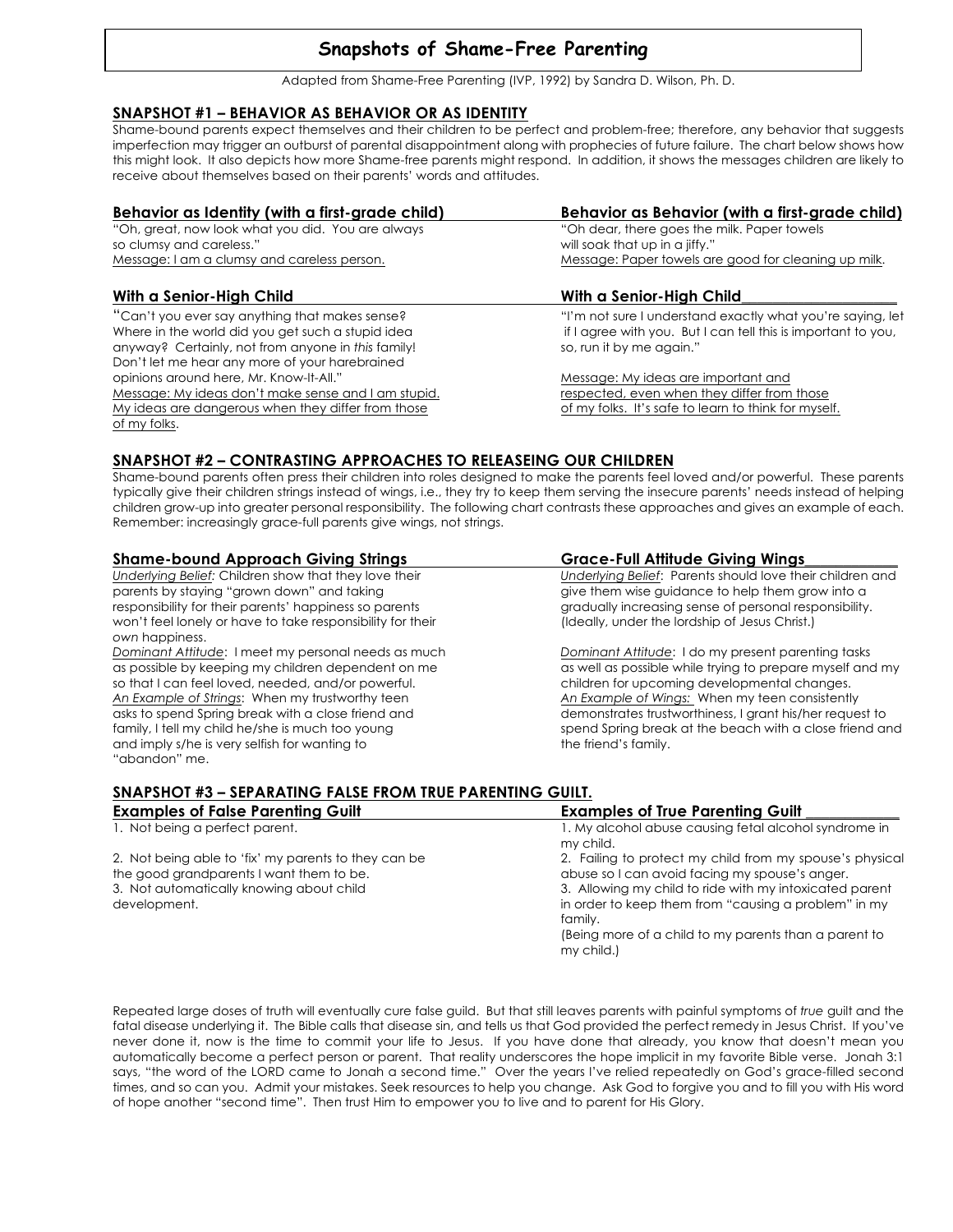# Snapshots of Shame-Free Parenting

Adapted from Shame-Free Parenting (IVP, 1992) by Sandra D. Wilson, Ph. D.

## SNAPSHOT #1 – BEHAVIOR AS BEHAVIOR OR AS IDENTITY

Shame-bound parents expect themselves and their children to be perfect and problem-free; therefore, any behavior that suggests imperfection may trigger an outburst of parental disappointment along with prophecies of future failure. The chart below shows how this might look. It also depicts how more Shame-free parents might respond. In addition, it shows the messages children are likely to receive about themselves based on their parents' words and attitudes.

| Behavior as Identity (with a first-grade child) | Behavior as Behavior (with a first-grade child) |
|---|---|
| "Oh, great, now look what you did. You are always so clumsy and careless." <br> Message: I am a clumsy and careless person. | "Oh dear, there goes the milk. Paper towels will soak that up in a jiffy." <br> Message: Paper towels are good for cleaning up milk. |
| **With a Senior-High Child** | **With a Senior-High Child** |
| "Can't you ever say anything that makes sense? Where in the world did you get such a stupid idea anyway? Certainly, not from anyone in *this* family! Don't let me hear any more of your harebrained opinions around here, Mr. Know-It-All." <br> Message: My ideas don't make sense and I am stupid. My ideas are dangerous when they differ from those of my folks. | "I'm not sure I understand exactly what you're saying, let if I agree with you. But I can tell this is important to you, so, run it by me again." <br> Message: My ideas are important and respected, even when they differ from those of my folks. It's safe to learn to think for myself. |

## SNAPSHOT #2 – CONTRASTING APPROACHES TO RELEASEING OUR CHILDREN

Shame-bound parents often press their children into roles designed to make the parents feel loved and/or powerful. These parents typically give their children strings instead of wings, i.e., they try to keep them serving the insecure parents' needs instead of helping children grow-up into greater personal responsibility. The following chart contrasts these approaches and gives an example of each. Remember: increasingly grace-full parents give wings, not strings.

| Shame-bound Approach Giving Strings | Grace-Full Attitude Giving Wings |
|---|---|
| *Underlying Belief:* Children show that they love their parents by staying "grown down" and taking responsibility for their parents' happiness so parents won't feel lonely or have to take responsibility for their own happiness. | *Underlying Belief*: Parents should love their children and give them wise guidance to help them grow into a gradually increasing sense of personal responsibility. (Ideally, under the lordship of Jesus Christ.) |
| *Dominant Attitude*: I meet my personal needs as much as possible by keeping my children dependent on me so that I can feel loved, needed, and/or powerful. | *Dominant Attitude*: I do my present parenting tasks as well as possible while trying to prepare myself and my children for upcoming developmental changes. |
| *An Example of Strings*: When my trustworthy teen asks to spend Spring break with a close friend and family, I tell my child he/she is much too young and imply s/he is very selfish for wanting to "abandon" me. | *An Example of Wings:* When my teen consistently demonstrates trustworthiness, I grant his/her request to spend Spring break at the beach with a close friend and the friend's family. |

## SNAPSHOT #3 – SEPARATING FALSE FROM TRUE PARENTING GUILT.

| Examples of False Parenting Guilt | Examples of True Parenting Guilt |
|---|---|
| 1. Not being a perfect parent. | 1. My alcohol abuse causing fetal alcohol syndrome in my child. |
| 2. Not being able to 'fix' my parents to they can be the good grandparents I want them to be. | 2. Failing to protect my child from my spouse's physical abuse so I can avoid facing my spouse's anger. |
| 3. Not automatically knowing about child development. | 3. Allowing my child to ride with my intoxicated parent in order to keep them from "causing a problem" in my family. <br> (Being more of a child to my parents than a parent to my child.) |

Repeated large doses of truth will eventually cure false guild. But that still leaves parents with painful symptoms of *true* guilt and the fatal disease underlying it. The Bible calls that disease sin, and tells us that God provided the perfect remedy in Jesus Christ. If you've never done it, now is the time to commit your life to Jesus. If you have done that already, you know that doesn't mean you automatically become a perfect person or parent. That reality underscores the hope implicit in my favorite Bible verse. Jonah 3:1 says, "the word of the LORD came to Jonah a second time." Over the years I've relied repeatedly on God's grace-filled second times, and so can you. Admit your mistakes. Seek resources to help you change. Ask God to forgive you and to fill you with His word of hope another "second time". Then trust Him to empower you to live and to parent for His Glory.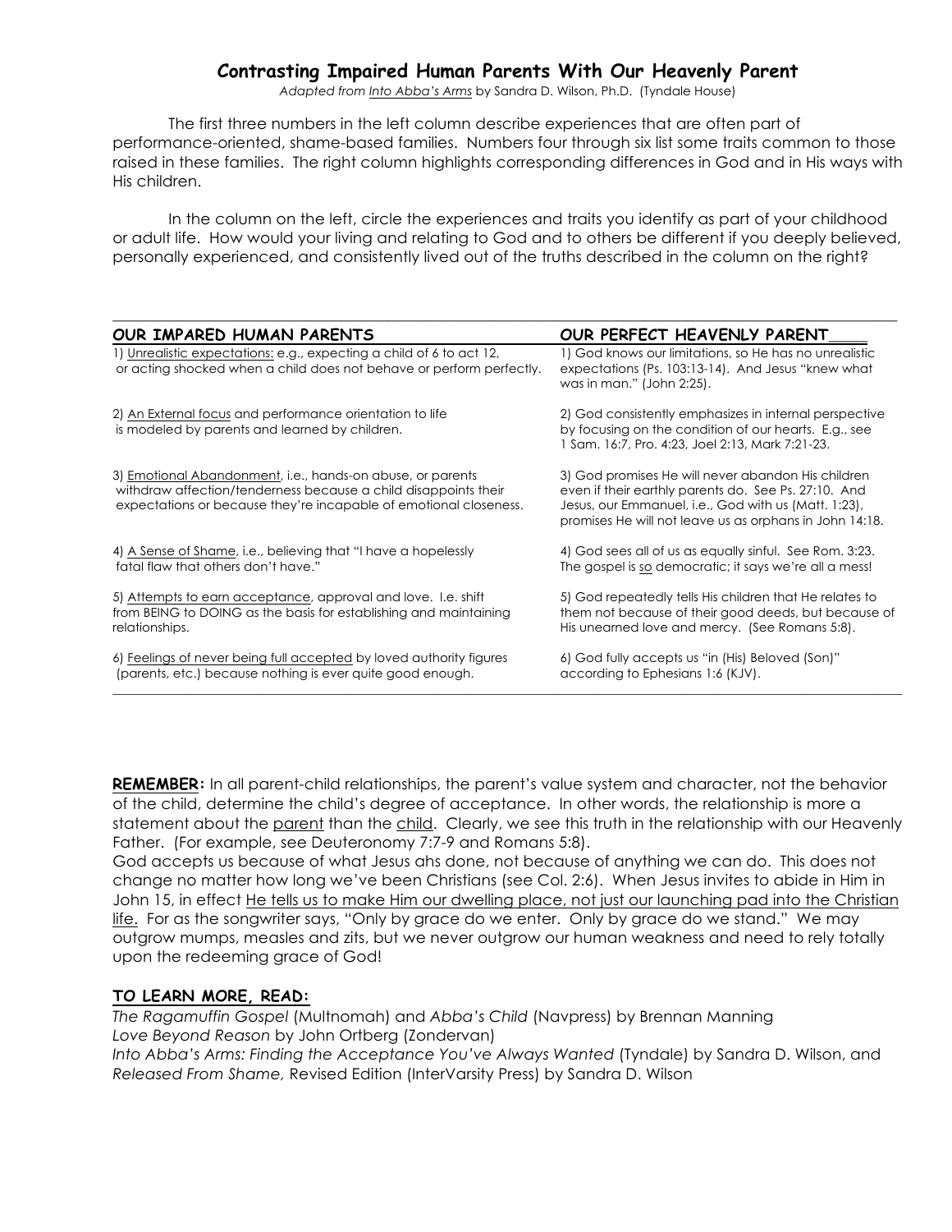# Contrasting Impaired Human Parents With Our Heavenly Parent

*Adapted from Into Abba's Arms by Sandra D. Wilson, Ph.D. (Tyndale House)*

The first three numbers in the left column describe experiences that are often part of performance-oriented, shame-based families. Numbers four through six list some traits common to those raised in these families. The right column highlights corresponding differences in God and in His ways with His children.

In the column on the left, circle the experiences and traits you identify as part of your childhood or adult life. How would your living and relating to God and to others be different if you deeply believed, personally experienced, and consistently lived out of the truths described in the column on the right?

| OUR IMPARED HUMAN PARENTS | OUR PERFECT HEAVENLY PARENT |
|---|---|
| 1) Unrealistic expectations: e.g., expecting a child of 6 to act 12, or acting shocked when a child does not behave or perform perfectly. | 1) God knows our limitations, so He has no unrealistic expectations (Ps. 103:13-14). And Jesus "knew what was in man." (John 2:25). |
| 2) An External focus and performance orientation to life is modeled by parents and learned by children. | 2) God consistently emphasizes in internal perspective by focusing on the condition of our hearts. E.g., see 1 Sam. 16:7, Pro. 4:23, Joel 2:13, Mark 7:21-23. |
| 3) Emotional Abandonment, i.e., hands-on abuse, or parents withdraw affection/tenderness because a child disappoints their expectations or because they're incapable of emotional closeness. | 3) God promises He will never abandon His children even if their earthly parents do. See Ps. 27:10. And Jesus, our Emmanuel, i.e., God with us (Matt. 1:23), promises He will not leave us as orphans in John 14:18. |
| 4) A Sense of Shame, i.e., believing that "I have a hopelessly fatal flaw that others don't have." | 4) God sees all of us as equally sinful. See Rom. 3:23. The gospel is so democratic; it says we're all a mess! |
| 5) Attempts to earn acceptance, approval and love. I.e. shift from BEING to DOING as the basis for establishing and maintaining relationships. | 5) God repeatedly tells His children that He relates to them not because of their good deeds, but because of His unearned love and mercy. (See Romans 5:8). |
| 6) Feelings of never being full accepted by loved authority figures (parents, etc.) because nothing is ever quite good enough. | 6) God fully accepts us "in (His) Beloved (Son)" according to Ephesians 1:6 (KJV). |

**REMEMBER:** In all parent-child relationships, the parent's value system and character, not the behavior of the child, determine the child's degree of acceptance. In other words, the relationship is more a statement about the parent than the child. Clearly, we see this truth in the relationship with our Heavenly Father. (For example, see Deuteronomy 7:7-9 and Romans 5:8).

God accepts us because of what Jesus ahs done, not because of anything we can do. This does not change no matter how long we've been Christians (see Col. 2:6). When Jesus invites to abide in Him in John 15, in effect He tells us to make Him our dwelling place, not just our launching pad into the Christian life. For as the songwriter says, "Only by grace do we enter. Only by grace do we stand." We may outgrow mumps, measles and zits, but we never outgrow our human weakness and need to rely totally upon the redeeming grace of God!

**TO LEARN MORE, READ:**

*The Ragamuffin Gospel* (Multnomah) and *Abba's Child* (Navpress) by Brennan Manning
*Love Beyond Reason* by John Ortberg (Zondervan)
*Into Abba's Arms: Finding the Acceptance You've Always Wanted* (Tyndale) by Sandra D. Wilson, and *Released From Shame,* Revised Edition (InterVarsity Press) by Sandra D. Wilson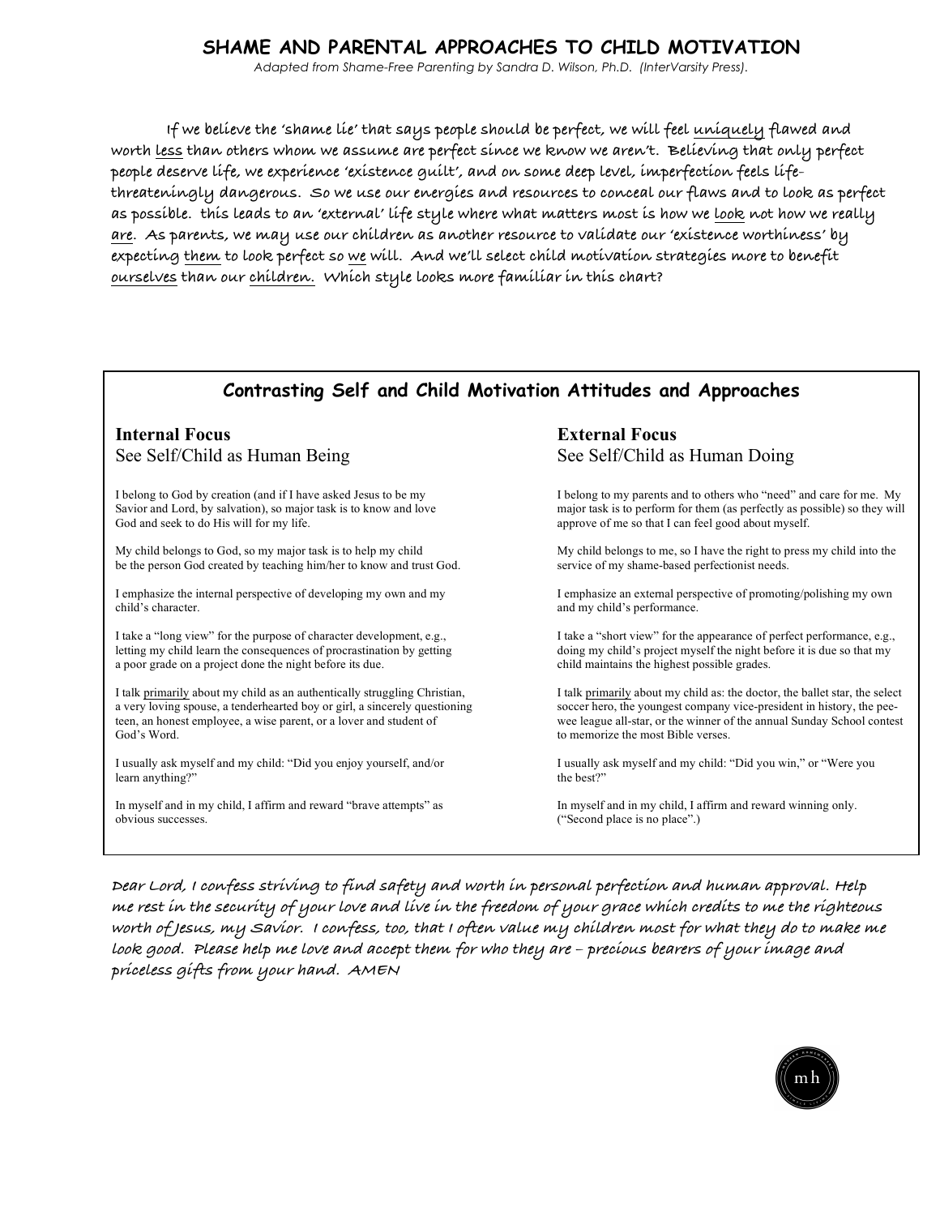# SHAME AND PARENTAL APPROACHES TO CHILD MOTIVATION

*Adapted from Shame-Free Parenting by Sandra D. Wilson, Ph.D. (InterVarsity Press).*

If we believe the 'shame lie' that says people should be perfect, we will feel uniquely flawed and worth less than others whom we assume are perfect since we know we aren't. Believing that only perfect people deserve life, we experience 'existence guilt', and on some deep level, imperfection feels life-threateningly dangerous. So we use our energies and resources to conceal our flaws and to look as perfect as possible. this leads to an 'external' life style where what matters most is how we look not how we really are. As parents, we may use our children as another resource to validate our 'existence worthiness' by expecting them to look perfect so we will. And we'll select child motivation strategies more to benefit ourselves than our children. Which style looks more familiar in this chart?

## Contrasting Self and Child Motivation Attitudes and Approaches

| **Internal Focus**<br>See Self/Child as Human Being | **External Focus**<br>See Self/Child as Human Doing |
|---|---|
| I belong to God by creation (and if I have asked Jesus to be my Savior and Lord, by salvation), so major task is to know and love God and seek to do His will for my life. | I belong to my parents and to others who "need" and care for me. My major task is to perform for them (as perfectly as possible) so they will approve of me so that I can feel good about myself. |
| My child belongs to God, so my major task is to help my child be the person God created by teaching him/her to know and trust God. | My child belongs to me, so I have the right to press my child into the service of my shame-based perfectionist needs. |
| I emphasize the internal perspective of developing my own and my child's character. | I emphasize an external perspective of promoting/polishing my own and my child's performance. |
| I take a "long view" for the purpose of character development, e.g., letting my child learn the consequences of procrastination by getting a poor grade on a project done the night before its due. | I take a "short view" for the appearance of perfect performance, e.g., doing my child's project myself the night before it is due so that my child maintains the highest possible grades. |
| I talk primarily about my child as an authentically struggling Christian, a very loving spouse, a tenderhearted boy or girl, a sincerely questioning teen, an honest employee, a wise parent, or a lover and student of God's Word. | I talk primarily about my child as: the doctor, the ballet star, the select soccer hero, the youngest company vice-president in history, the pee-wee league all-star, or the winner of the annual Sunday School contest to memorize the most Bible verses. |
| I usually ask myself and my child: "Did you enjoy yourself, and/or learn anything?" | I usually ask myself and my child: "Did you win," or "Were you the best?" |
| In myself and in my child, I affirm and reward "brave attempts" as obvious successes. | In myself and in my child, I affirm and reward winning only. ("Second place is no place".) |

*Dear Lord, I confess striving to find safety and worth in personal perfection and human approval. Help me rest in the security of your love and live in the freedom of your grace which credits to me the righteous worth of Jesus, my Savior. I confess, too, that I often value my children most for what they do to make me look good. Please help me love and accept them for who they are – precious bearers of your image and priceless gifts from your hand. AMEN*